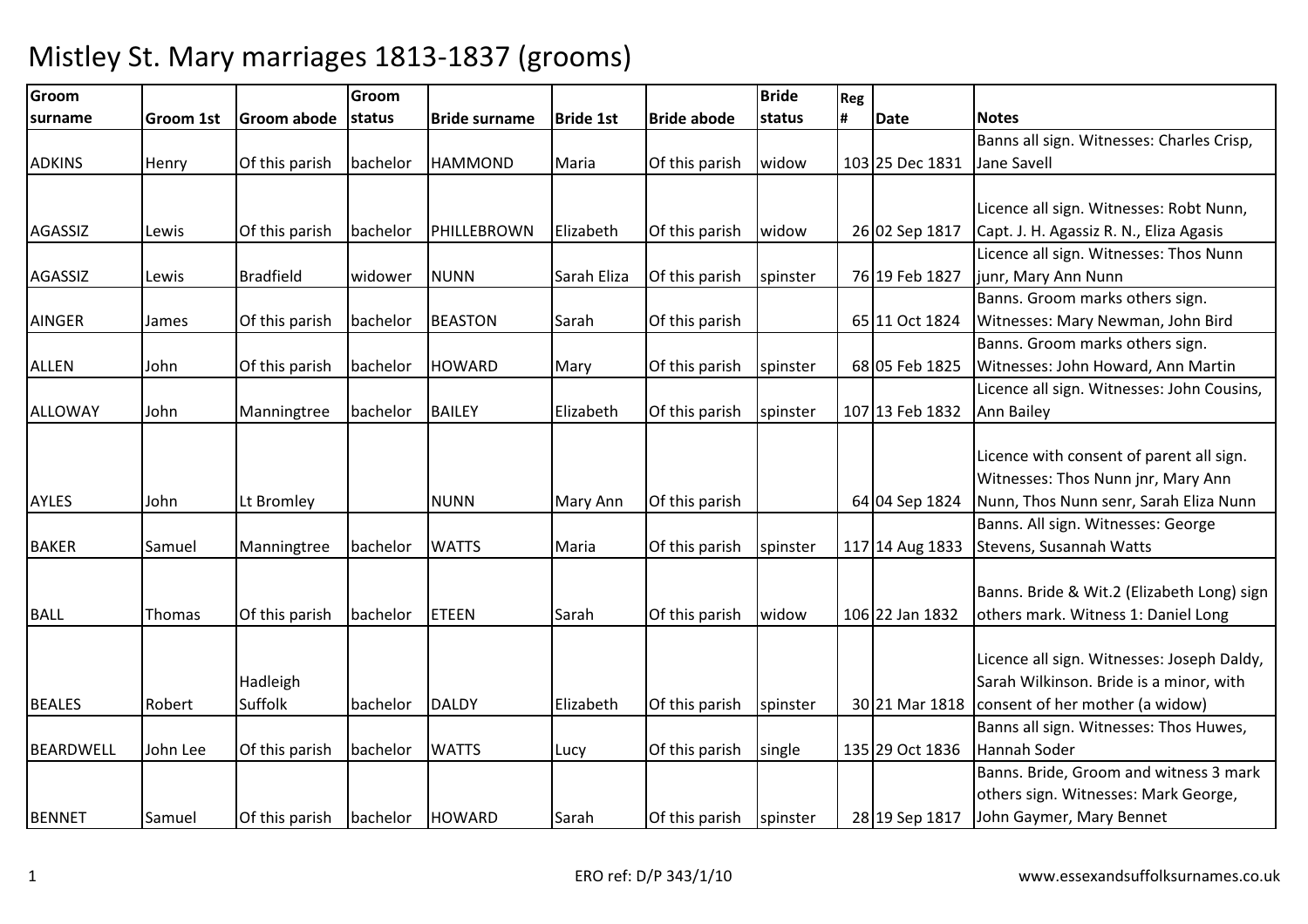# Mistley St. Mary marriages 1813-1837 (grooms)

| Groom surname | Groom 1st | Groom abode | Groom status | Bride surname | Bride 1st | Bride abode | Bride status | Reg # | Date | Notes |
|---|---|---|---|---|---|---|---|---|---|---|
| ADKINS | Henry | Of this parish | bachelor | HAMMOND | Maria | Of this parish | widow | 103 | 25 Dec 1831 | Banns all sign. Witnesses: Charles Crisp, Jane Savell |
| AGASSIZ | Lewis | Of this parish | bachelor | PHILLEBROWN | Elizabeth | Of this parish | widow | 26 | 02 Sep 1817 | Licence all sign. Witnesses: Robt Nunn, Capt. J. H. Agassiz R. N., Eliza Agasis |
| AGASSIZ | Lewis | Bradfield | widower | NUNN | Sarah Eliza | Of this parish | spinster | 76 | 19 Feb 1827 | Licence all sign. Witnesses: Thos Nunn junr, Mary Ann Nunn |
| AINGER | James | Of this parish | bachelor | BEASTON | Sarah | Of this parish | | 65 | 11 Oct 1824 | Banns. Groom marks others sign. Witnesses: Mary Newman, John Bird |
| ALLEN | John | Of this parish | bachelor | HOWARD | Mary | Of this parish | spinster | 68 | 05 Feb 1825 | Banns. Groom marks others sign. Witnesses: John Howard, Ann Martin |
| ALLOWAY | John | Manningtree | bachelor | BAILEY | Elizabeth | Of this parish | spinster | 107 | 13 Feb 1832 | Licence all sign. Witnesses: John Cousins, Ann Bailey |
| AYLES | John | Lt Bromley | | NUNN | Mary Ann | Of this parish | | 64 | 04 Sep 1824 | Licence with consent of parent all sign. Witnesses: Thos Nunn jnr, Mary Ann Nunn, Thos Nunn senr, Sarah Eliza Nunn |
| BAKER | Samuel | Manningtree | bachelor | WATTS | Maria | Of this parish | spinster | 117 | 14 Aug 1833 | Banns. All sign. Witnesses: George Stevens, Susannah Watts |
| BALL | Thomas | Of this parish | bachelor | ETEEN | Sarah | Of this parish | widow | 106 | 22 Jan 1832 | Banns. Bride & Wit.2 (Elizabeth Long) sign others mark. Witness 1: Daniel Long |
| BEALES | Robert | Hadleigh Suffolk | bachelor | DALDY | Elizabeth | Of this parish | spinster | 30 | 21 Mar 1818 | Licence all sign. Witnesses: Joseph Daldy, Sarah Wilkinson. Bride is a minor, with consent of her mother (a widow) |
| BEARDWELL | John Lee | Of this parish | bachelor | WATTS | Lucy | Of this parish | single | 135 | 29 Oct 1836 | Banns all sign. Witnesses: Thos Huwes, Hannah Soder |
| BENNET | Samuel | Of this parish | bachelor | HOWARD | Sarah | Of this parish | spinster | 28 | 19 Sep 1817 | Banns. Bride, Groom and witness 3 mark others sign. Witnesses: Mark George, John Gaymer, Mary Bennet |

ERO ref: D/P 343/1/10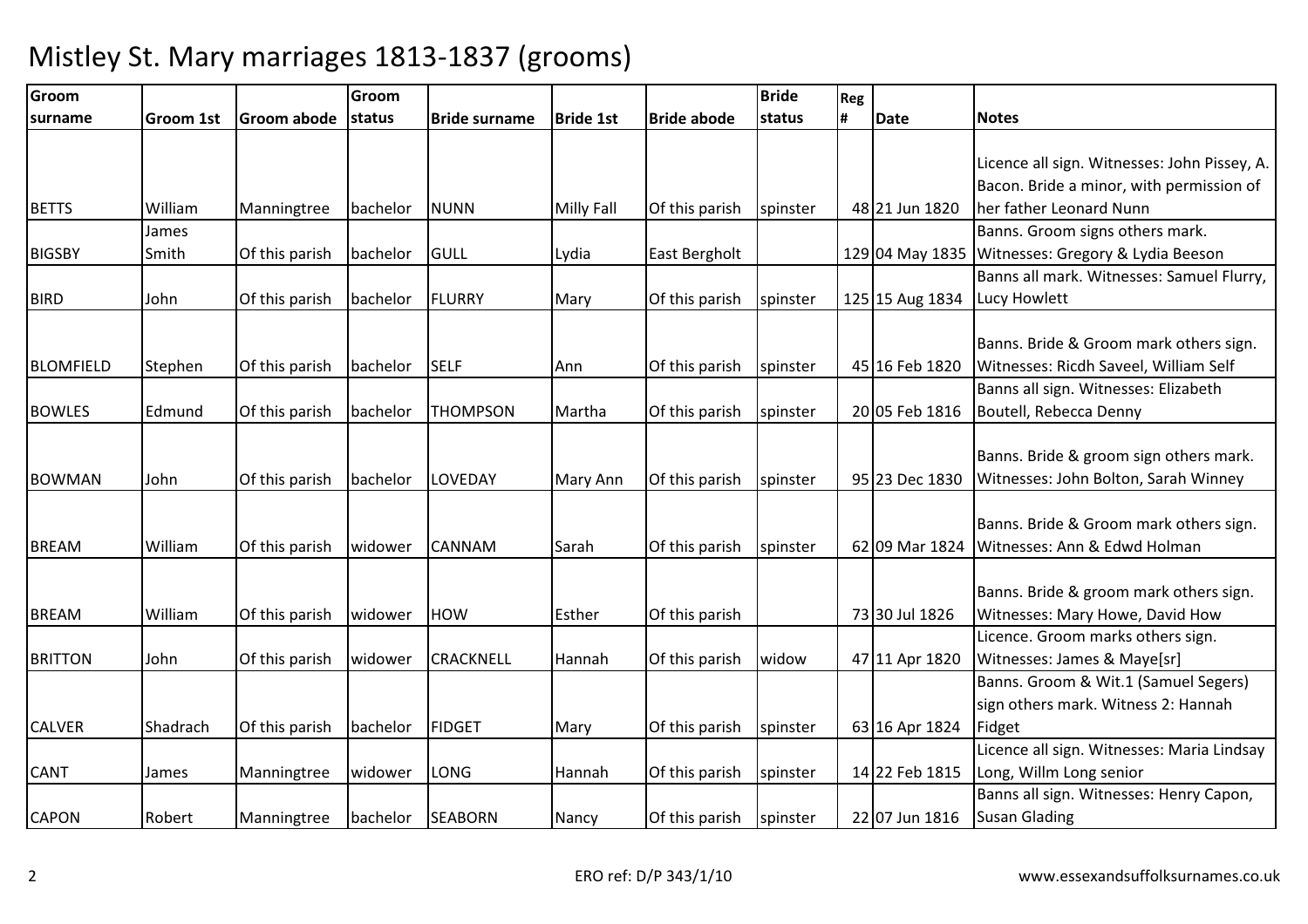# Mistley St. Mary marriages 1813-1837 (grooms)

| Groom surname | Groom 1st | Groom abode | Groom status | Bride surname | Bride 1st | Bride abode | Bride status | Reg # | Date | Notes |
|---|---|---|---|---|---|---|---|---|---|---|
| BETTS | William | Manningtree | bachelor | NUNN | Milly Fall | Of this parish | spinster | 48 | 21 Jun 1820 | Licence all sign. Witnesses: John Pissey, A. Bacon. Bride a minor, with permission of her father Leonard Nunn |
| BIGSBY | James Smith | Of this parish | bachelor | GULL | Lydia | East Bergholt | | 129 | 04 May 1835 | Banns. Groom signs others mark. Witnesses: Gregory & Lydia Beeson |
| BIRD | John | Of this parish | bachelor | FLURRY | Mary | Of this parish | spinster | 125 | 15 Aug 1834 | Banns all mark. Witnesses: Samuel Flurry, Lucy Howlett |
| BLOMFIELD | Stephen | Of this parish | bachelor | SELF | Ann | Of this parish | spinster | 45 | 16 Feb 1820 | Banns. Bride & Groom mark others sign. Witnesses: Ricdh Saveel, William Self |
| BOWLES | Edmund | Of this parish | bachelor | THOMPSON | Martha | Of this parish | spinster | 20 | 05 Feb 1816 | Banns all sign. Witnesses: Elizabeth Boutell, Rebecca Denny |
| BOWMAN | John | Of this parish | bachelor | LOVEDAY | Mary Ann | Of this parish | spinster | 95 | 23 Dec 1830 | Banns. Bride & groom sign others mark. Witnesses: John Bolton, Sarah Winney |
| BREAM | William | Of this parish | widower | CANNAM | Sarah | Of this parish | spinster | 62 | 09 Mar 1824 | Banns. Bride & Groom mark others sign. Witnesses: Ann & Edwd Holman |
| BREAM | William | Of this parish | widower | HOW | Esther | Of this parish | | 73 | 30 Jul 1826 | Banns. Bride & groom mark others sign. Witnesses: Mary Howe, David How |
| BRITTON | John | Of this parish | widower | CRACKNELL | Hannah | Of this parish | widow | 47 | 11 Apr 1820 | Licence. Groom marks others sign. Witnesses: James & Maye[sr] |
| CALVER | Shadrach | Of this parish | bachelor | FIDGET | Mary | Of this parish | spinster | 63 | 16 Apr 1824 | Banns. Groom & Wit.1 (Samuel Segers) sign others mark. Witness 2: Hannah Fidget |
| CANT | James | Manningtree | widower | LONG | Hannah | Of this parish | spinster | 14 | 22 Feb 1815 | Licence all sign. Witnesses: Maria Lindsay Long, Willm Long senior |
| CAPON | Robert | Manningtree | bachelor | SEABORN | Nancy | Of this parish | spinster | 22 | 07 Jun 1816 | Banns all sign. Witnesses: Henry Capon, Susan Glading |

ERO ref: D/P 343/1/10

www.essexandsuffolksurnames.co.uk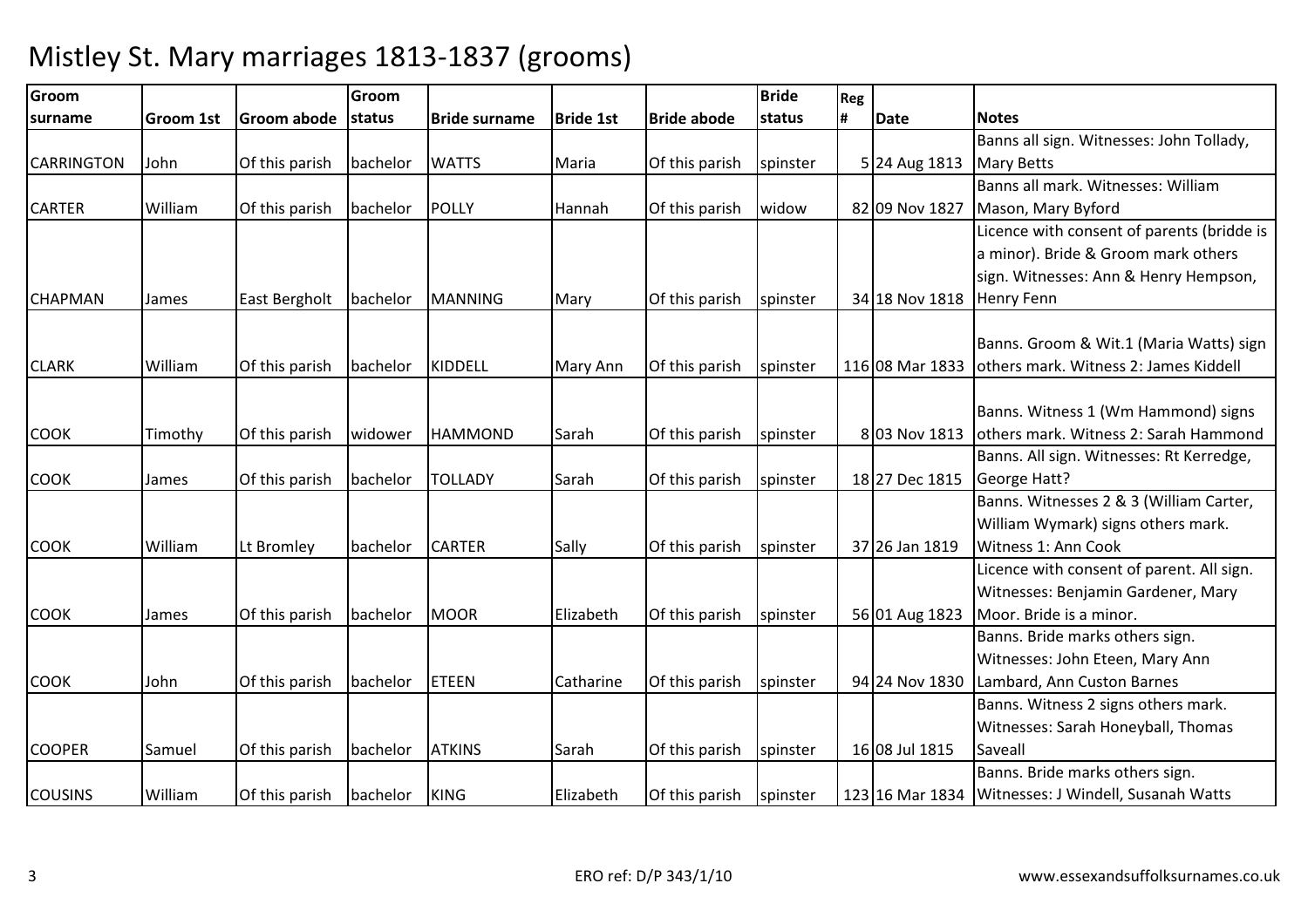# Mistley St. Mary marriages 1813-1837 (grooms)

| Groom surname | Groom 1st | Groom abode | Groom status | Bride surname | Bride 1st | Bride abode | Bride status | Reg # | Date | Notes |
|---|---|---|---|---|---|---|---|---|---|---|
| CARRINGTON | John | Of this parish | bachelor | WATTS | Maria | Of this parish | spinster | 5 | 24 Aug 1813 | Banns all sign. Witnesses: John Tollady, Mary Betts |
| CARTER | William | Of this parish | bachelor | POLLY | Hannah | Of this parish | widow | 82 | 09 Nov 1827 | Banns all mark. Witnesses: William Mason, Mary Byford |
| CHAPMAN | James | East Bergholt | bachelor | MANNING | Mary | Of this parish | spinster | 34 | 18 Nov 1818 | Licence with consent of parents (bridde is a minor). Bride & Groom mark others sign. Witnesses: Ann & Henry Hempson, Henry Fenn |
| CLARK | William | Of this parish | bachelor | KIDDELL | Mary Ann | Of this parish | spinster | 116 | 08 Mar 1833 | Banns. Groom & Wit.1 (Maria Watts) sign others mark. Witness 2: James Kiddell |
| COOK | Timothy | Of this parish | widower | HAMMOND | Sarah | Of this parish | spinster | 8 | 03 Nov 1813 | Banns. Witness 1 (Wm Hammond) signs others mark. Witness 2: Sarah Hammond |
| COOK | James | Of this parish | bachelor | TOLLADY | Sarah | Of this parish | spinster | 18 | 27 Dec 1815 | Banns. All sign. Witnesses: Rt Kerredge, George Hatt? |
| COOK | William | Lt Bromley | bachelor | CARTER | Sally | Of this parish | spinster | 37 | 26 Jan 1819 | Banns. Witnesses 2 & 3 (William Carter, William Wymark) signs others mark. Witness 1: Ann Cook |
| COOK | James | Of this parish | bachelor | MOOR | Elizabeth | Of this parish | spinster | 56 | 01 Aug 1823 | Licence with consent of parent. All sign. Witnesses: Benjamin Gardener, Mary Moor. Bride is a minor. |
| COOK | John | Of this parish | bachelor | ETEEN | Catharine | Of this parish | spinster | 94 | 24 Nov 1830 | Banns. Bride marks others sign. Witnesses: John Eteen, Mary Ann Lambard, Ann Custon Barnes |
| COOPER | Samuel | Of this parish | bachelor | ATKINS | Sarah | Of this parish | spinster | 16 | 08 Jul 1815 | Banns. Witness 2 signs others mark. Witnesses: Sarah Honeyball, Thomas Saveall |
| COUSINS | William | Of this parish | bachelor | KING | Elizabeth | Of this parish | spinster | 123 | 16 Mar 1834 | Banns. Bride marks others sign. Witnesses: J Windell, Susanah Watts |

ERO ref: D/P 343/1/10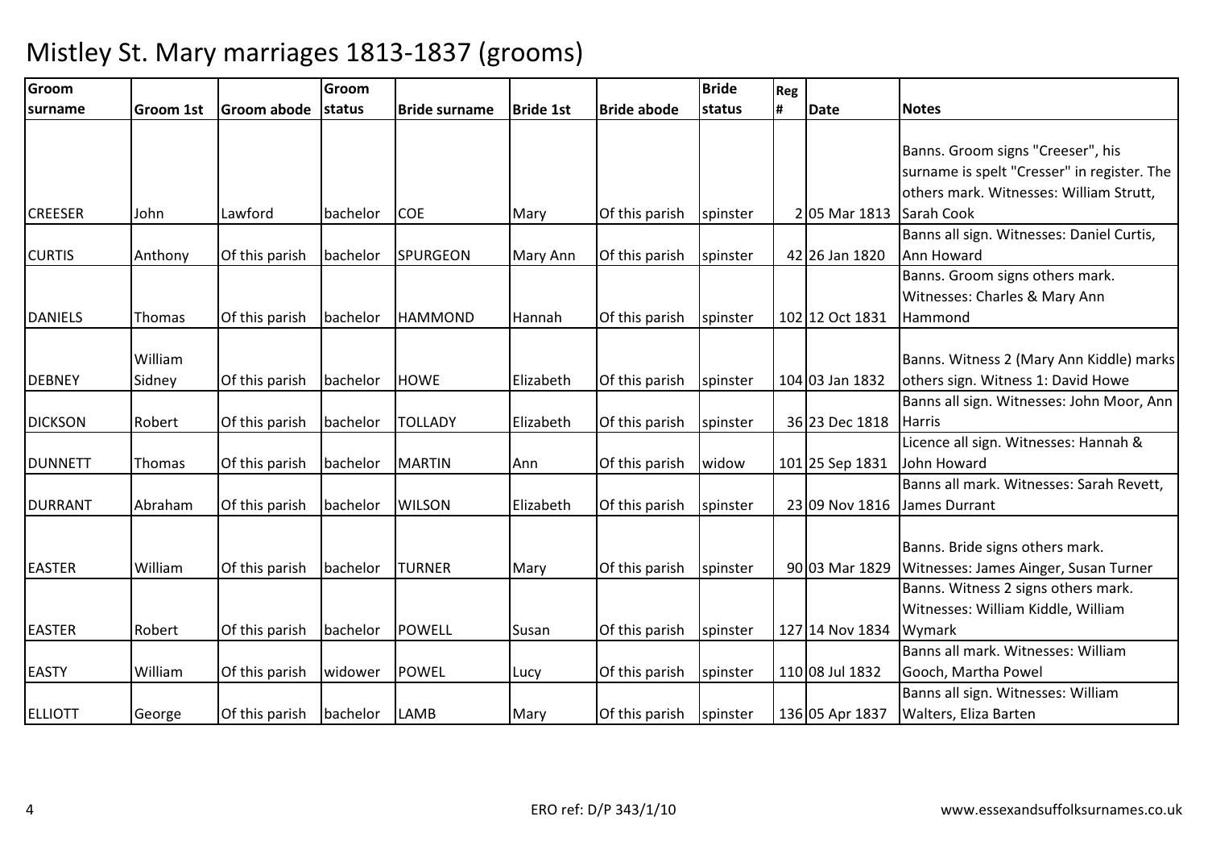# Mistley St. Mary marriages 1813-1837 (grooms)

| Groom surname | Groom 1st | Groom abode | Groom status | Bride surname | Bride 1st | Bride abode | Bride status | Reg # | Date | Notes |
|---|---|---|---|---|---|---|---|---|---|---|
| CREESER | John | Lawford | bachelor | COE | Mary | Of this parish | spinster | 2 | 05 Mar 1813 | Banns. Groom signs "Creeser", his surname is spelt "Cresser" in register. The others mark. Witnesses: William Strutt, Sarah Cook |
| CURTIS | Anthony | Of this parish | bachelor | SPURGEON | Mary Ann | Of this parish | spinster | 42 | 26 Jan 1820 | Banns all sign. Witnesses: Daniel Curtis, Ann Howard |
| DANIELS | Thomas | Of this parish | bachelor | HAMMOND | Hannah | Of this parish | spinster | 102 | 12 Oct 1831 | Banns. Groom signs others mark. Witnesses: Charles & Mary Ann Hammond |
| DEBNEY | William Sidney | Of this parish | bachelor | HOWE | Elizabeth | Of this parish | spinster | 104 | 03 Jan 1832 | Banns. Witness 2 (Mary Ann Kiddle) marks others sign. Witness 1: David Howe |
| DICKSON | Robert | Of this parish | bachelor | TOLLADY | Elizabeth | Of this parish | spinster | 36 | 23 Dec 1818 | Banns all sign. Witnesses: John Moor, Ann Harris |
| DUNNETT | Thomas | Of this parish | bachelor | MARTIN | Ann | Of this parish | widow | 101 | 25 Sep 1831 | Licence all sign. Witnesses: Hannah & John Howard |
| DURRANT | Abraham | Of this parish | bachelor | WILSON | Elizabeth | Of this parish | spinster | 23 | 09 Nov 1816 | Banns all mark. Witnesses: Sarah Revett, James Durrant |
| EASTER | William | Of this parish | bachelor | TURNER | Mary | Of this parish | spinster | 90 | 03 Mar 1829 | Banns. Bride signs others mark. Witnesses: James Ainger, Susan Turner |
| EASTER | Robert | Of this parish | bachelor | POWELL | Susan | Of this parish | spinster | 127 | 14 Nov 1834 | Banns. Witness 2 signs others mark. Witnesses: William Kiddle, William Wymark |
| EASTY | William | Of this parish | widower | POWEL | Lucy | Of this parish | spinster | 110 | 08 Jul 1832 | Banns all mark. Witnesses: William Gooch, Martha Powel |
| ELLIOTT | George | Of this parish | bachelor | LAMB | Mary | Of this parish | spinster | 136 | 05 Apr 1837 | Banns all sign. Witnesses: William Walters, Eliza Barten |

ERO ref: D/P 343/1/10

www.essexandsuffolksurnames.co.uk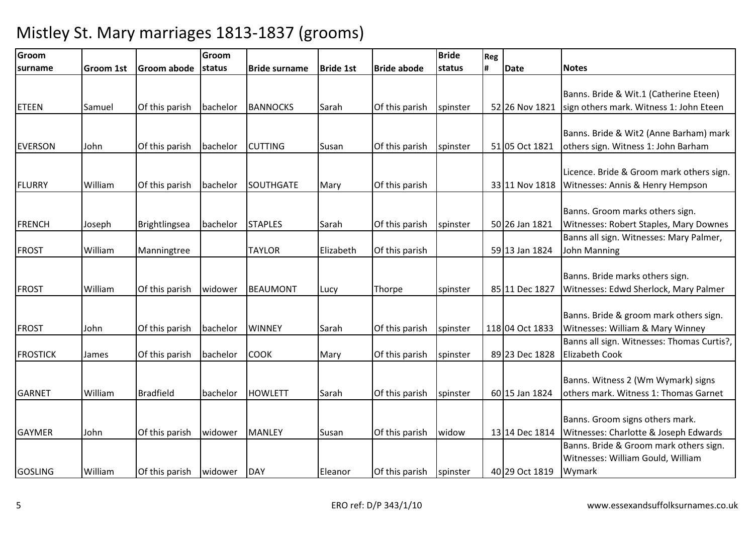# Mistley St. Mary marriages 1813-1837 (grooms)

| Groom surname | Groom 1st | Groom abode | Groom status | Bride surname | Bride 1st | Bride abode | Bride status | Reg # | Date | Notes |
|---|---|---|---|---|---|---|---|---|---|---|
| ETEEN | Samuel | Of this parish | bachelor | BANNOCKS | Sarah | Of this parish | spinster | 52 | 26 Nov 1821 | Banns. Bride & Wit.1 (Catherine Eteen) sign others mark. Witness 1: John Eteen |
| EVERSON | John | Of this parish | bachelor | CUTTING | Susan | Of this parish | spinster | 51 | 05 Oct 1821 | Banns. Bride & Wit2 (Anne Barham) mark others sign. Witness 1: John Barham |
| FLURRY | William | Of this parish | bachelor | SOUTHGATE | Mary | Of this parish | | 33 | 11 Nov 1818 | Licence. Bride & Groom mark others sign. Witnesses: Annis & Henry Hempson |
| FRENCH | Joseph | Brightlingsea | bachelor | STAPLES | Sarah | Of this parish | spinster | 50 | 26 Jan 1821 | Banns. Groom marks others sign. Witnesses: Robert Staples, Mary Downes |
| FROST | William | Manningtree | | TAYLOR | Elizabeth | Of this parish | | 59 | 13 Jan 1824 | Banns all sign. Witnesses: Mary Palmer, John Manning |
| FROST | William | Of this parish | widower | BEAUMONT | Lucy | Thorpe | spinster | 85 | 11 Dec 1827 | Banns. Bride marks others sign. Witnesses: Edwd Sherlock, Mary Palmer |
| FROST | John | Of this parish | bachelor | WINNEY | Sarah | Of this parish | spinster | 118 | 04 Oct 1833 | Banns. Bride & groom mark others sign. Witnesses: William & Mary Winney |
| FROSTICK | James | Of this parish | bachelor | COOK | Mary | Of this parish | spinster | 89 | 23 Dec 1828 | Banns all sign. Witnesses: Thomas Curtis?, Elizabeth Cook |
| GARNET | William | Bradfield | bachelor | HOWLETT | Sarah | Of this parish | spinster | 60 | 15 Jan 1824 | Banns. Witness 2 (Wm Wymark) signs others mark. Witness 1: Thomas Garnet |
| GAYMER | John | Of this parish | widower | MANLEY | Susan | Of this parish | widow | 13 | 14 Dec 1814 | Banns. Groom signs others mark. Witnesses: Charlotte & Joseph Edwards |
| GOSLING | William | Of this parish | widower | DAY | Eleanor | Of this parish | spinster | 40 | 29 Oct 1819 | Banns. Bride & Groom mark others sign. Witnesses: William Gould, William Wymark |

ERO ref: D/P 343/1/10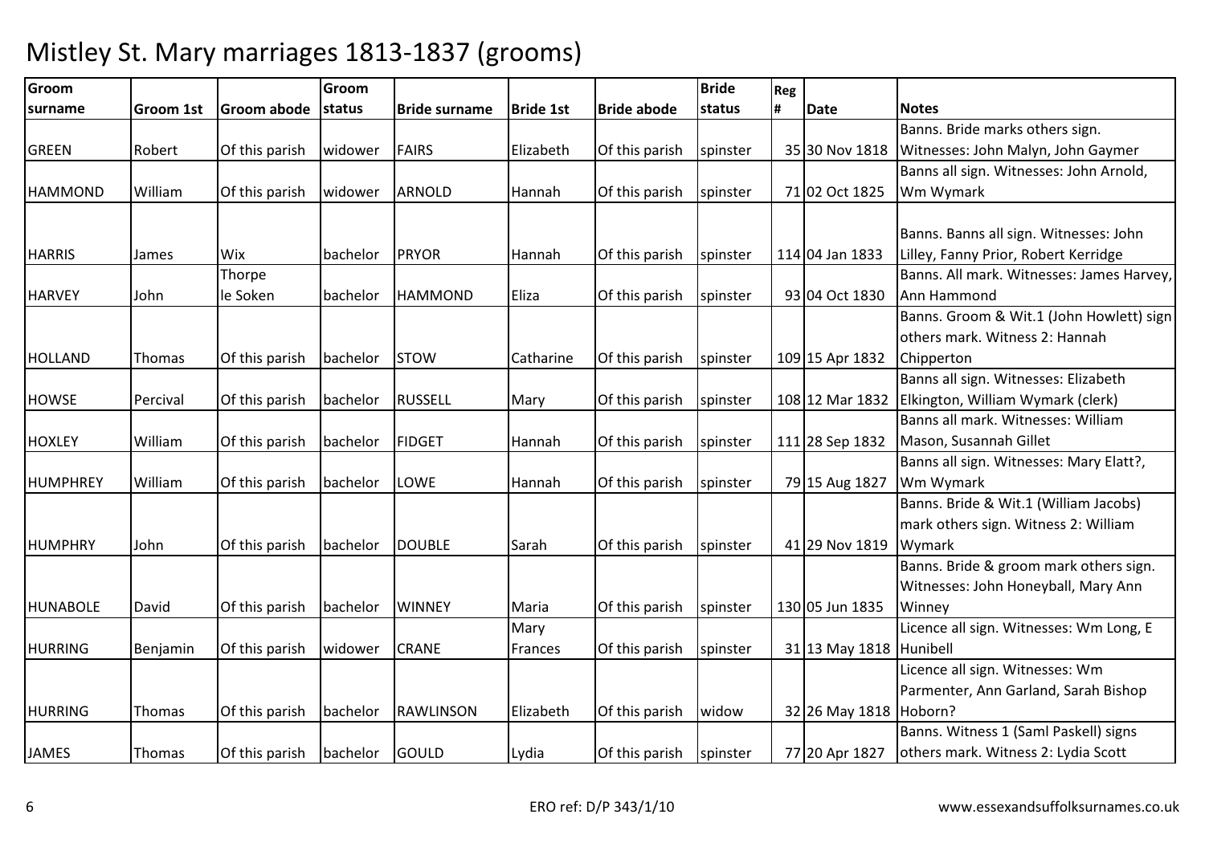# Mistley St. Mary marriages 1813-1837 (grooms)

| Groom surname | Groom 1st | Groom abode | Groom status | Bride surname | Bride 1st | Bride abode | Bride status | Reg # | Date | Notes |
|---|---|---|---|---|---|---|---|---|---|---|
| GREEN | Robert | Of this parish | widower | FAIRS | Elizabeth | Of this parish | spinster | 35 | 30 Nov 1818 | Banns. Bride marks others sign. Witnesses: John Malyn, John Gaymer |
| HAMMOND | William | Of this parish | widower | ARNOLD | Hannah | Of this parish | spinster | 71 | 02 Oct 1825 | Banns all sign. Witnesses: John Arnold, Wm Wymark |
| HARRIS | James | Wix | bachelor | PRYOR | Hannah | Of this parish | spinster | 114 | 04 Jan 1833 | Banns. Banns all sign. Witnesses: John Lilley, Fanny Prior, Robert Kerridge |
| HARVEY | John | Thorpe le Soken | bachelor | HAMMOND | Eliza | Of this parish | spinster | 93 | 04 Oct 1830 | Banns. All mark. Witnesses: James Harvey, Ann Hammond |
| HOLLAND | Thomas | Of this parish | bachelor | STOW | Catharine | Of this parish | spinster | 109 | 15 Apr 1832 | Banns. Groom & Wit.1 (John Howlett) sign others mark. Witness 2: Hannah Chipperton |
| HOWSE | Percival | Of this parish | bachelor | RUSSELL | Mary | Of this parish | spinster | 108 | 12 Mar 1832 | Banns all sign. Witnesses: Elizabeth Elkington, William Wymark (clerk) |
| HOXLEY | William | Of this parish | bachelor | FIDGET | Hannah | Of this parish | spinster | 111 | 28 Sep 1832 | Banns all mark. Witnesses: William Mason, Susannah Gillet |
| HUMPHREY | William | Of this parish | bachelor | LOWE | Hannah | Of this parish | spinster | 79 | 15 Aug 1827 | Banns all sign. Witnesses: Mary Elatt?, Wm Wymark |
| HUMPHRY | John | Of this parish | bachelor | DOUBLE | Sarah | Of this parish | spinster | 41 | 29 Nov 1819 | Banns. Bride & Wit.1 (William Jacobs) mark others sign. Witness 2: William Wymark |
| HUNABOLE | David | Of this parish | bachelor | WINNEY | Maria | Of this parish | spinster | 130 | 05 Jun 1835 | Banns. Bride & groom mark others sign. Witnesses: John Honeyball, Mary Ann Winney |
| HURRING | Benjamin | Of this parish | widower | CRANE | Mary Frances | Of this parish | spinster | 31 | 13 May 1818 | Licence all sign. Witnesses: Wm Long, E Hunibell |
| HURRING | Thomas | Of this parish | bachelor | RAWLINSON | Elizabeth | Of this parish | widow | 32 | 26 May 1818 | Licence all sign. Witnesses: Wm Parmenter, Ann Garland, Sarah Bishop Hoborn? |
| JAMES | Thomas | Of this parish | bachelor | GOULD | Lydia | Of this parish | spinster | 77 | 20 Apr 1827 | Banns. Witness 1 (Saml Paskell) signs others mark. Witness 2: Lydia Scott |

ERO ref: D/P 343/1/10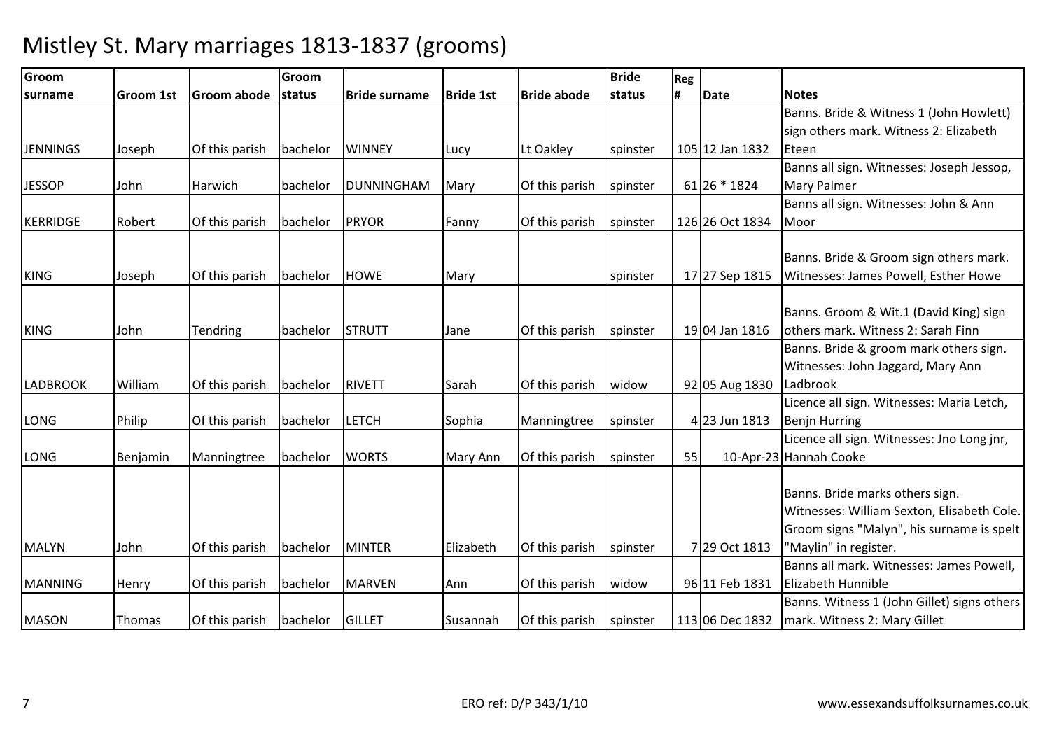# Mistley St. Mary marriages 1813-1837 (grooms)

| Groom surname | Groom 1st | Groom abode | Groom status | Bride surname | Bride 1st | Bride abode | Bride status | Reg # | Date | Notes |
|---|---|---|---|---|---|---|---|---|---|---|
| JENNINGS | Joseph | Of this parish | bachelor | WINNEY | Lucy | Lt Oakley | spinster | 105 | 12 Jan 1832 | Banns. Bride & Witness 1 (John Howlett) sign others mark. Witness 2: Elizabeth Eteen |
| JESSOP | John | Harwich | bachelor | DUNNINGHAM | Mary | Of this parish | spinster | 61 | 26 * 1824 | Banns all sign. Witnesses: Joseph Jessop, Mary Palmer |
| KERRIDGE | Robert | Of this parish | bachelor | PRYOR | Fanny | Of this parish | spinster | 126 | 26 Oct 1834 | Banns all sign. Witnesses: John & Ann Moor |
| KING | Joseph | Of this parish | bachelor | HOWE | Mary | | spinster | 17 | 27 Sep 1815 | Banns. Bride & Groom sign others mark. Witnesses: James Powell, Esther Howe |
| KING | John | Tendring | bachelor | STRUTT | Jane | Of this parish | spinster | 19 | 04 Jan 1816 | Banns. Groom & Wit.1 (David King) sign others mark. Witness 2: Sarah Finn |
| LADBROOK | William | Of this parish | bachelor | RIVETT | Sarah | Of this parish | widow | 92 | 05 Aug 1830 | Banns. Bride & groom mark others sign. Witnesses: John Jaggard, Mary Ann Ladbrook |
| LONG | Philip | Of this parish | bachelor | LETCH | Sophia | Manningtree | spinster | 4 | 23 Jun 1813 | Licence all sign. Witnesses: Maria Letch, Benjn Hurring |
| LONG | Benjamin | Manningtree | bachelor | WORTS | Mary Ann | Of this parish | spinster | 55 | 10-Apr-23 | Licence all sign. Witnesses: Jno Long jnr, Hannah Cooke |
| MALYN | John | Of this parish | bachelor | MINTER | Elizabeth | Of this parish | spinster | 7 | 29 Oct 1813 | Banns. Bride marks others sign. Witnesses: William Sexton, Elisabeth Cole. Groom signs "Malyn", his surname is spelt "Maylin" in register. |
| MANNING | Henry | Of this parish | bachelor | MARVEN | Ann | Of this parish | widow | 96 | 11 Feb 1831 | Banns all mark. Witnesses: James Powell, Elizabeth Hunnible |
| MASON | Thomas | Of this parish | bachelor | GILLET | Susannah | Of this parish | spinster | 113 | 06 Dec 1832 | Banns. Witness 1 (John Gillet) signs others mark. Witness 2: Mary Gillet |

ERO ref: D/P 343/1/10

www.essexandsuffolksurnames.co.uk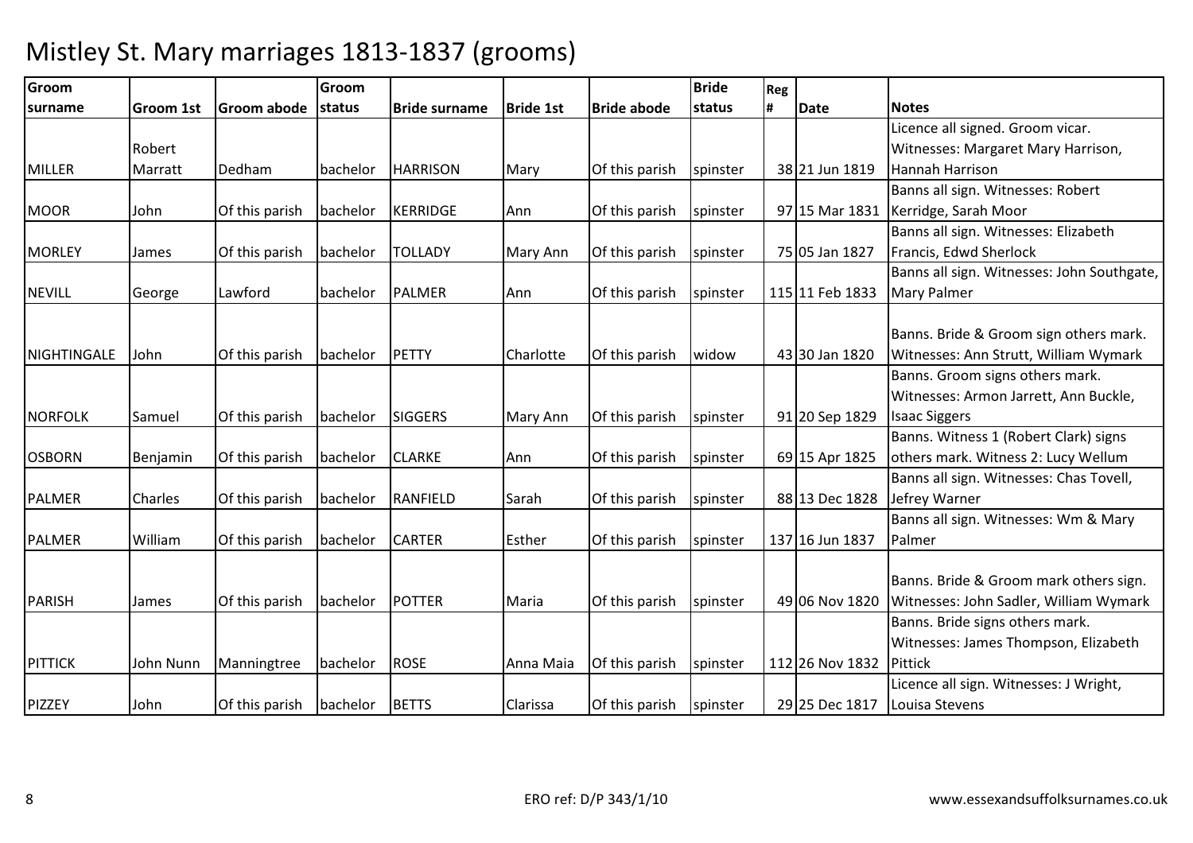# Mistley St. Mary marriages 1813-1837 (grooms)

| Groom surname | Groom 1st | Groom abode | Groom status | Bride surname | Bride 1st | Bride abode | Bride status | Reg # | Date | Notes |
|---|---|---|---|---|---|---|---|---|---|---|
| MILLER | Robert Marratt | Dedham | bachelor | HARRISON | Mary | Of this parish | spinster | 38 | 21 Jun 1819 | Licence all signed. Groom vicar. Witnesses: Margaret Mary Harrison, Hannah Harrison |
| MOOR | John | Of this parish | bachelor | KERRIDGE | Ann | Of this parish | spinster | 97 | 15 Mar 1831 | Banns all sign. Witnesses: Robert Kerridge, Sarah Moor |
| MORLEY | James | Of this parish | bachelor | TOLLADY | Mary Ann | Of this parish | spinster | 75 | 05 Jan 1827 | Banns all sign. Witnesses: Elizabeth Francis, Edwd Sherlock |
| NEVILL | George | Lawford | bachelor | PALMER | Ann | Of this parish | spinster | 115 | 11 Feb 1833 | Banns all sign. Witnesses: John Southgate, Mary Palmer |
| NIGHTINGALE | John | Of this parish | bachelor | PETTY | Charlotte | Of this parish | widow | 43 | 30 Jan 1820 | Banns. Bride & Groom sign others mark. Witnesses: Ann Strutt, William Wymark |
| NORFOLK | Samuel | Of this parish | bachelor | SIGGERS | Mary Ann | Of this parish | spinster | 91 | 20 Sep 1829 | Banns. Groom signs others mark. Witnesses: Armon Jarrett, Ann Buckle, Isaac Siggers |
| OSBORN | Benjamin | Of this parish | bachelor | CLARKE | Ann | Of this parish | spinster | 69 | 15 Apr 1825 | Banns. Witness 1 (Robert Clark) signs others mark. Witness 2: Lucy Wellum |
| PALMER | Charles | Of this parish | bachelor | RANFIELD | Sarah | Of this parish | spinster | 88 | 13 Dec 1828 | Banns all sign. Witnesses: Chas Tovell, Jefrey Warner |
| PALMER | William | Of this parish | bachelor | CARTER | Esther | Of this parish | spinster | 137 | 16 Jun 1837 | Banns all sign. Witnesses: Wm & Mary Palmer |
| PARISH | James | Of this parish | bachelor | POTTER | Maria | Of this parish | spinster | 49 | 06 Nov 1820 | Banns. Bride & Groom mark others sign. Witnesses: John Sadler, William Wymark |
| PITTICK | John Nunn | Manningtree | bachelor | ROSE | Anna Maia | Of this parish | spinster | 112 | 26 Nov 1832 | Banns. Bride signs others mark. Witnesses: James Thompson, Elizabeth Pittick |
| PIZZEY | John | Of this parish | bachelor | BETTS | Clarissa | Of this parish | spinster | 29 | 25 Dec 1817 | Licence all sign. Witnesses: J Wright, Louisa Stevens |

ERO ref: D/P 343/1/10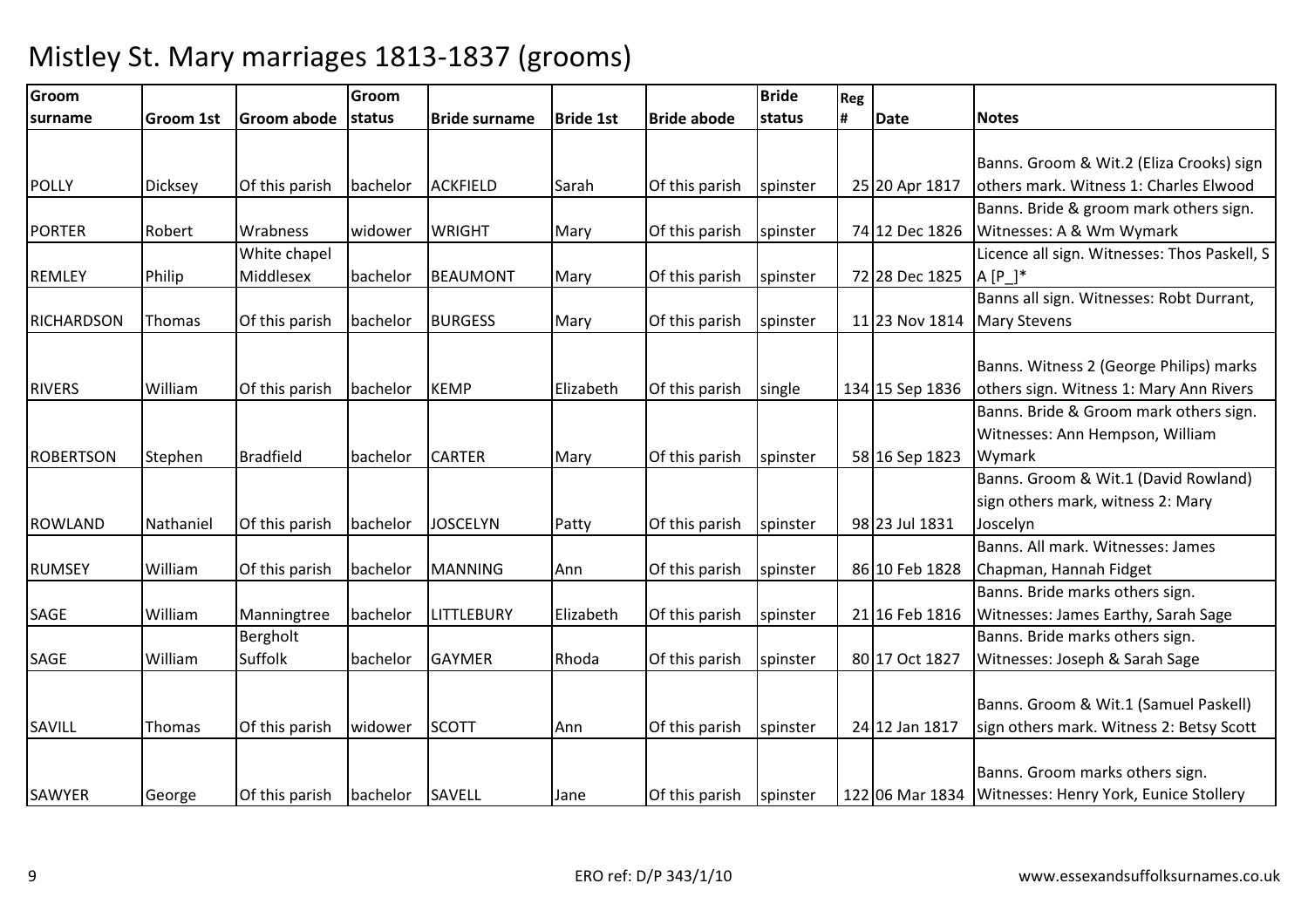# Mistley St. Mary marriages 1813-1837 (grooms)

| Groom surname | Groom 1st | Groom abode | Groom status | Bride surname | Bride 1st | Bride abode | Bride status | Reg # | Date | Notes |
|---|---|---|---|---|---|---|---|---|---|---|
| POLLY | Dicksey | Of this parish | bachelor | ACKFIELD | Sarah | Of this parish | spinster | 25 | 20 Apr 1817 | Banns. Groom & Wit.2 (Eliza Crooks) sign others mark. Witness 1: Charles Elwood |
| PORTER | Robert | Wrabness | widower | WRIGHT | Mary | Of this parish | spinster | 74 | 12 Dec 1826 | Banns. Bride & groom mark others sign. Witnesses: A & Wm Wymark |
| REMLEY | Philip | White chapel Middlesex | bachelor | BEAUMONT | Mary | Of this parish | spinster | 72 | 28 Dec 1825 | Licence all sign. Witnesses: Thos Paskell, S A [P_]* |
| RICHARDSON | Thomas | Of this parish | bachelor | BURGESS | Mary | Of this parish | spinster | 11 | 23 Nov 1814 | Banns all sign. Witnesses: Robt Durrant, Mary Stevens |
| RIVERS | William | Of this parish | bachelor | KEMP | Elizabeth | Of this parish | single | 134 | 15 Sep 1836 | Banns. Witness 2 (George Philips) marks others sign. Witness 1: Mary Ann Rivers |
| ROBERTSON | Stephen | Bradfield | bachelor | CARTER | Mary | Of this parish | spinster | 58 | 16 Sep 1823 | Banns. Bride & Groom mark others sign. Witnesses: Ann Hempson, William Wymark |
| ROWLAND | Nathaniel | Of this parish | bachelor | JOSCELYN | Patty | Of this parish | spinster | 98 | 23 Jul 1831 | Banns. Groom & Wit.1 (David Rowland) sign others mark, witness 2: Mary Joscelyn |
| RUMSEY | William | Of this parish | bachelor | MANNING | Ann | Of this parish | spinster | 86 | 10 Feb 1828 | Banns. All mark. Witnesses: James Chapman, Hannah Fidget |
| SAGE | William | Manningtree | bachelor | LITTLEBURY | Elizabeth | Of this parish | spinster | 21 | 16 Feb 1816 | Banns. Bride marks others sign. Witnesses: James Earthy, Sarah Sage |
| SAGE | William | Bergholt Suffolk | bachelor | GAYMER | Rhoda | Of this parish | spinster | 80 | 17 Oct 1827 | Banns. Bride marks others sign. Witnesses: Joseph & Sarah Sage |
| SAVILL | Thomas | Of this parish | widower | SCOTT | Ann | Of this parish | spinster | 24 | 12 Jan 1817 | Banns. Groom & Wit.1 (Samuel Paskell) sign others mark. Witness 2: Betsy Scott |
| SAWYER | George | Of this parish | bachelor | SAVELL | Jane | Of this parish | spinster | 122 | 06 Mar 1834 | Banns. Groom marks others sign. Witnesses: Henry York, Eunice Stollery |

ERO ref: D/P 343/1/10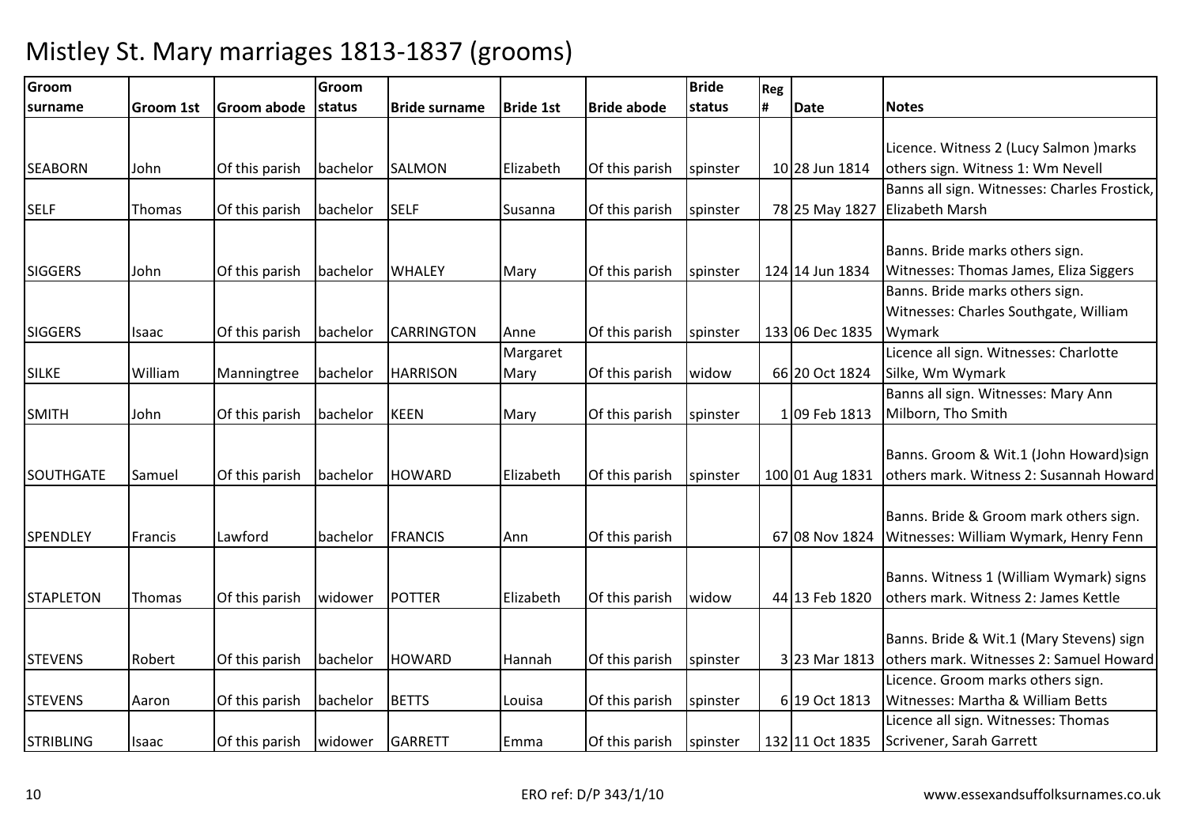# Mistley St. Mary marriages 1813-1837 (grooms)

| Groom surname | Groom 1st | Groom abode | Groom status | Bride surname | Bride 1st | Bride abode | Bride status | Reg # | Date | Notes |
|---|---|---|---|---|---|---|---|---|---|---|
| SEABORN | John | Of this parish | bachelor | SALMON | Elizabeth | Of this parish | spinster | 10 | 28 Jun 1814 | Licence. Witness 2 (Lucy Salmon )marks others sign. Witness 1: Wm Nevell |
| SELF | Thomas | Of this parish | bachelor | SELF | Susanna | Of this parish | spinster | 78 | 25 May 1827 | Banns all sign. Witnesses: Charles Frostick, Elizabeth Marsh |
| SIGGERS | John | Of this parish | bachelor | WHALEY | Mary | Of this parish | spinster | 124 | 14 Jun 1834 | Banns. Bride marks others sign. Witnesses: Thomas James, Eliza Siggers |
| SIGGERS | Isaac | Of this parish | bachelor | CARRINGTON | Anne | Of this parish | spinster | 133 | 06 Dec 1835 | Banns. Bride marks others sign. Witnesses: Charles Southgate, William Wymark |
| SILKE | William | Manningtree | bachelor | HARRISON | Margaret Mary | Of this parish | widow | 66 | 20 Oct 1824 | Licence all sign. Witnesses: Charlotte Silke, Wm Wymark |
| SMITH | John | Of this parish | bachelor | KEEN | Mary | Of this parish | spinster | 1 | 09 Feb 1813 | Banns all sign. Witnesses: Mary Ann Milborn, Tho Smith |
| SOUTHGATE | Samuel | Of this parish | bachelor | HOWARD | Elizabeth | Of this parish | spinster | 100 | 01 Aug 1831 | Banns. Groom & Wit.1 (John Howard)sign others mark. Witness 2: Susannah Howard |
| SPENDLEY | Francis | Lawford | bachelor | FRANCIS | Ann | Of this parish | | 67 | 08 Nov 1824 | Banns. Bride & Groom mark others sign. Witnesses: William Wymark, Henry Fenn |
| STAPLETON | Thomas | Of this parish | widower | POTTER | Elizabeth | Of this parish | widow | 44 | 13 Feb 1820 | Banns. Witness 1 (William Wymark) signs others mark. Witness 2: James Kettle |
| STEVENS | Robert | Of this parish | bachelor | HOWARD | Hannah | Of this parish | spinster | 3 | 23 Mar 1813 | Banns. Bride & Wit.1 (Mary Stevens) sign others mark. Witnesses 2: Samuel Howard |
| STEVENS | Aaron | Of this parish | bachelor | BETTS | Louisa | Of this parish | spinster | 6 | 19 Oct 1813 | Licence. Groom marks others sign. Witnesses: Martha & William Betts |
| STRIBLING | Isaac | Of this parish | widower | GARRETT | Emma | Of this parish | spinster | 132 | 11 Oct 1835 | Licence all sign. Witnesses: Thomas Scrivener, Sarah Garrett |

ERO ref: D/P 343/1/10

www.essexandsuffolksurnames.co.uk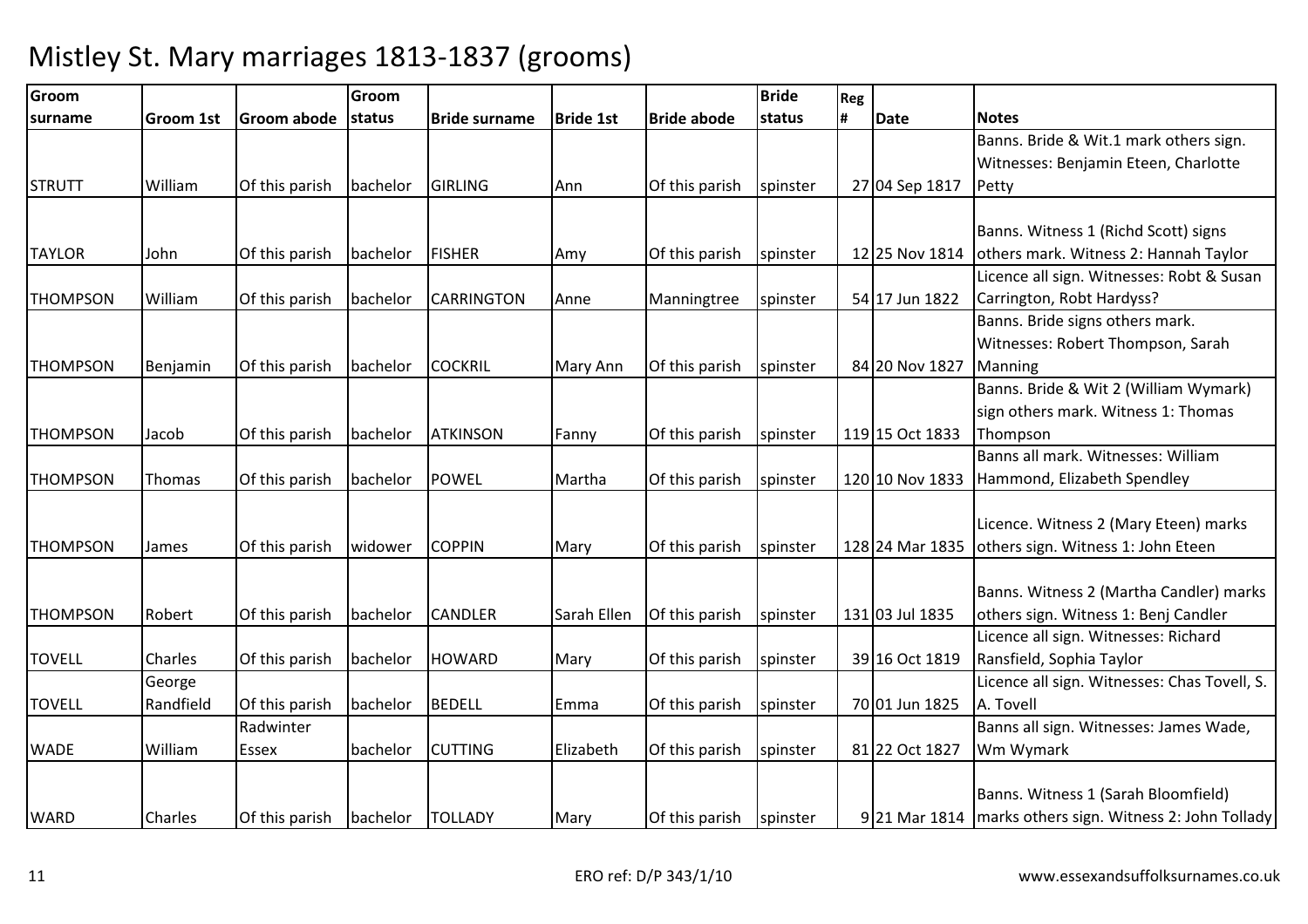# Mistley St. Mary marriages 1813-1837 (grooms)

| Groom surname | Groom 1st | Groom abode | Groom status | Bride surname | Bride 1st | Bride abode | Bride status | Reg # | Date | Notes |
|---|---|---|---|---|---|---|---|---|---|---|
| STRUTT | William | Of this parish | bachelor | GIRLING | Ann | Of this parish | spinster | 27 | 04 Sep 1817 | Banns. Bride & Wit.1 mark others sign. Witnesses: Benjamin Eteen, Charlotte Petty |
| TAYLOR | John | Of this parish | bachelor | FISHER | Amy | Of this parish | spinster | 12 | 25 Nov 1814 | Banns. Witness 1 (Richd Scott) signs others mark. Witness 2: Hannah Taylor |
| THOMPSON | William | Of this parish | bachelor | CARRINGTON | Anne | Manningtree | spinster | 54 | 17 Jun 1822 | Licence all sign. Witnesses: Robt & Susan Carrington, Robt Hardyss? |
| THOMPSON | Benjamin | Of this parish | bachelor | COCKRIL | Mary Ann | Of this parish | spinster | 84 | 20 Nov 1827 | Banns. Bride signs others mark. Witnesses: Robert Thompson, Sarah Manning |
| THOMPSON | Jacob | Of this parish | bachelor | ATKINSON | Fanny | Of this parish | spinster | 119 | 15 Oct 1833 | Banns. Bride & Wit 2 (William Wymark) sign others mark. Witness 1: Thomas Thompson |
| THOMPSON | Thomas | Of this parish | bachelor | POWEL | Martha | Of this parish | spinster | 120 | 10 Nov 1833 | Banns all mark. Witnesses: William Hammond, Elizabeth Spendley |
| THOMPSON | James | Of this parish | widower | COPPIN | Mary | Of this parish | spinster | 128 | 24 Mar 1835 | Licence. Witness 2 (Mary Eteen) marks others sign. Witness 1: John Eteen |
| THOMPSON | Robert | Of this parish | bachelor | CANDLER | Sarah Ellen | Of this parish | spinster | 131 | 03 Jul 1835 | Banns. Witness 2 (Martha Candler) marks others sign. Witness 1: Benj Candler |
| TOVELL | Charles | Of this parish | bachelor | HOWARD | Mary | Of this parish | spinster | 39 | 16 Oct 1819 | Licence all sign. Witnesses: Richard Ransfield, Sophia Taylor |
| TOVELL | George Randfield | Of this parish | bachelor | BEDELL | Emma | Of this parish | spinster | 70 | 01 Jun 1825 | Licence all sign. Witnesses: Chas Tovell, S. A. Tovell |
| WADE | William | Radwinter Essex | bachelor | CUTTING | Elizabeth | Of this parish | spinster | 81 | 22 Oct 1827 | Banns all sign. Witnesses: James Wade, Wm Wymark |
| WARD | Charles | Of this parish | bachelor | TOLLADY | Mary | Of this parish | spinster | 9 | 21 Mar 1814 | Banns. Witness 1 (Sarah Bloomfield) marks others sign. Witness 2: John Tollady |

ERO ref: D/P 343/1/10 www.essexandsuffolksurnames.co.uk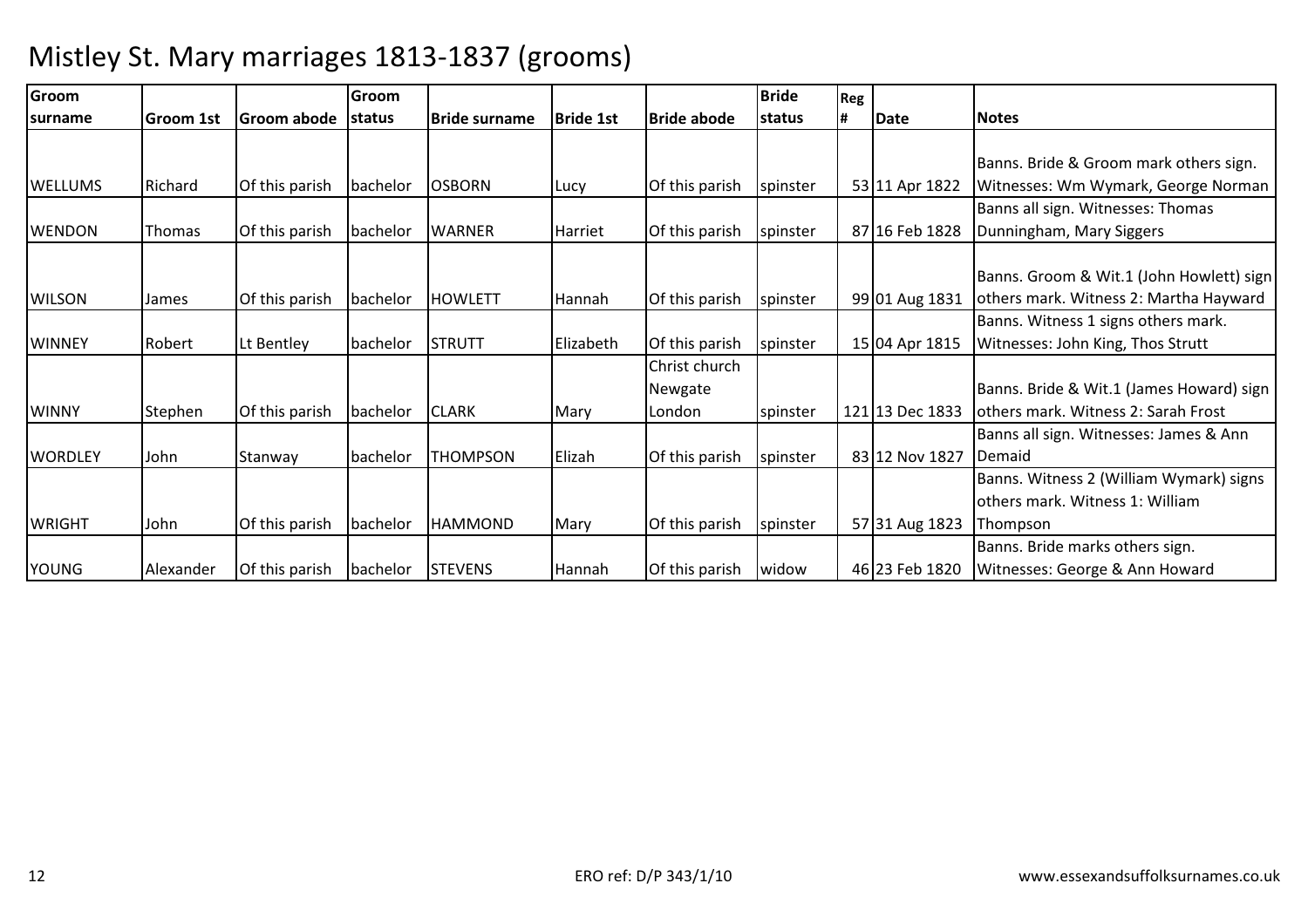# Mistley St. Mary marriages 1813-1837 (grooms)

| Groom surname | Groom 1st | Groom abode | Groom status | Bride surname | Bride 1st | Bride abode | Bride status | Reg # | Date | Notes |
|---|---|---|---|---|---|---|---|---|---|---|
| WELLUMS | Richard | Of this parish | bachelor | OSBORN | Lucy | Of this parish | spinster | 53 | 11 Apr 1822 | Banns. Bride & Groom mark others sign. Witnesses: Wm Wymark, George Norman |
| WENDON | Thomas | Of this parish | bachelor | WARNER | Harriet | Of this parish | spinster | 87 | 16 Feb 1828 | Banns all sign. Witnesses: Thomas Dunningham, Mary Siggers |
| WILSON | James | Of this parish | bachelor | HOWLETT | Hannah | Of this parish | spinster | 99 | 01 Aug 1831 | Banns. Groom & Wit.1 (John Howlett) sign others mark. Witness 2: Martha Hayward |
| WINNEY | Robert | Lt Bentley | bachelor | STRUTT | Elizabeth | Of this parish | spinster | 15 | 04 Apr 1815 | Banns. Witness 1 signs others mark. Witnesses: John King, Thos Strutt |
| WINNY | Stephen | Of this parish | bachelor | CLARK | Mary | Christ church Newgate London | spinster | 121 | 13 Dec 1833 | Banns. Bride & Wit.1 (James Howard) sign others mark. Witness 2: Sarah Frost |
| WORDLEY | John | Stanway | bachelor | THOMPSON | Elizah | Of this parish | spinster | 83 | 12 Nov 1827 | Banns all sign. Witnesses: James & Ann Demaid |
| WRIGHT | John | Of this parish | bachelor | HAMMOND | Mary | Of this parish | spinster | 57 | 31 Aug 1823 | Banns. Witness 2 (William Wymark) signs others mark. Witness 1: William Thompson |
| YOUNG | Alexander | Of this parish | bachelor | STEVENS | Hannah | Of this parish | widow | 46 | 23 Feb 1820 | Banns. Bride marks others sign. Witnesses: George & Ann Howard |

ERO ref: D/P 343/1/10

www.essexandsuffolksurnames.co.uk